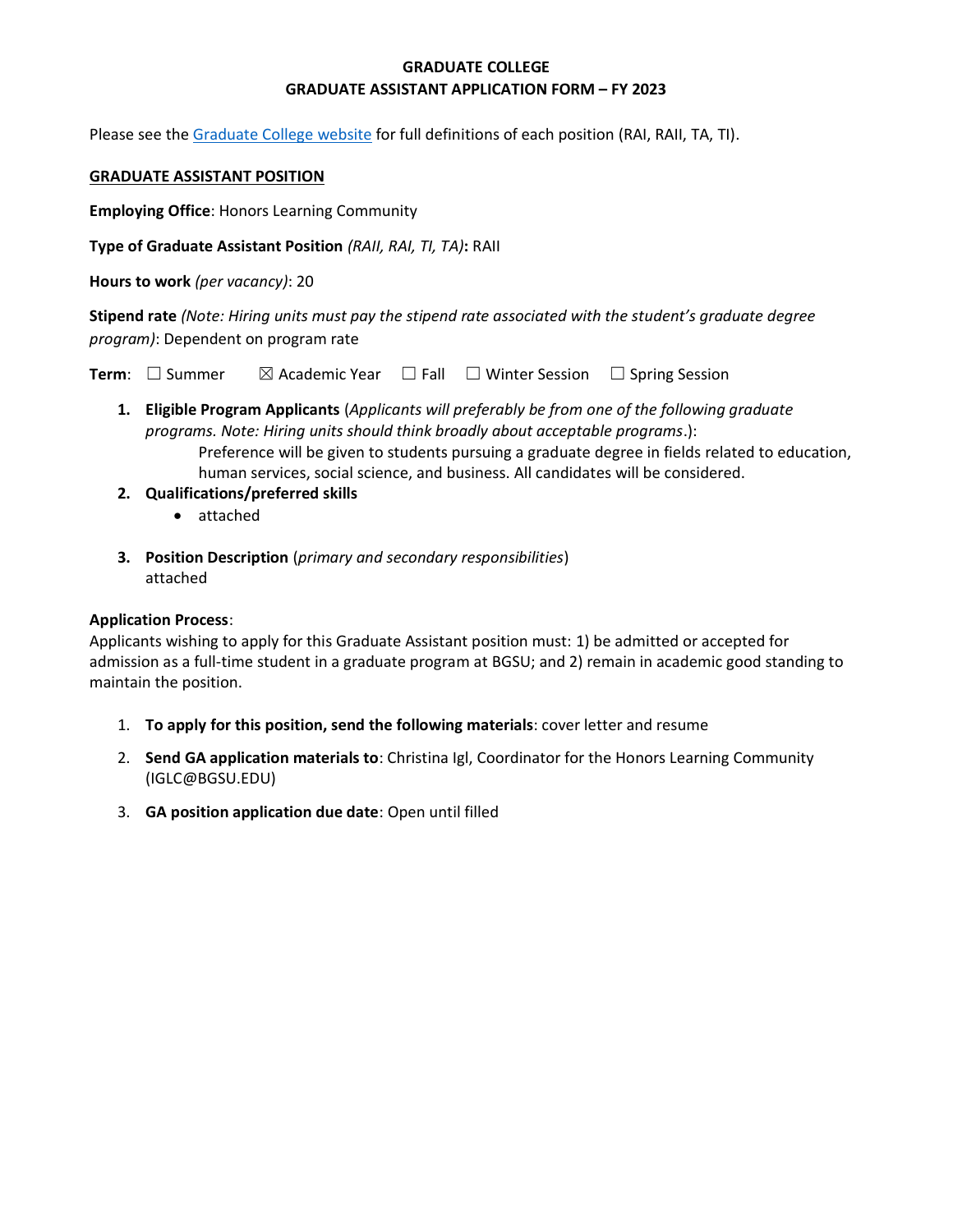# GRADUATE COLLEGE
## GRADUATE ASSISTANT APPLICATION FORM – FY 2023

Please see the [Graduate College website](#) for full definitions of each position (RAI, RAII, TA, TI).

**GRADUATE ASSISTANT POSITION**

**Employing Office**: Honors Learning Community

**Type of Graduate Assistant Position** *(RAII, RAI, TI, TA)*: RAII

**Hours to work** *(per vacancy)*: 20

**Stipend rate** *(Note: Hiring units must pay the stipend rate associated with the student's graduate degree program)*: Dependent on program rate

**Term**: ☐ Summer ☒ Academic Year ☐ Fall ☐ Winter Session ☐ Spring Session

1. **Eligible Program Applicants** (*Applicants will preferably be from one of the following graduate programs. Note: Hiring units should think broadly about acceptable programs*.):
   Preference will be given to students pursuing a graduate degree in fields related to education, human services, social science, and business. All candidates will be considered.
2. **Qualifications/preferred skills**
   - attached
3. **Position Description** (*primary and secondary responsibilities*)
   attached

**Application Process**:
Applicants wishing to apply for this Graduate Assistant position must: 1) be admitted or accepted for admission as a full-time student in a graduate program at BGSU; and 2) remain in academic good standing to maintain the position.

1. **To apply for this position, send the following materials**: cover letter and resume
2. **Send GA application materials to**: Christina Igl, Coordinator for the Honors Learning Community (IGLC@BGSU.EDU)
3. **GA position application due date**: Open until filled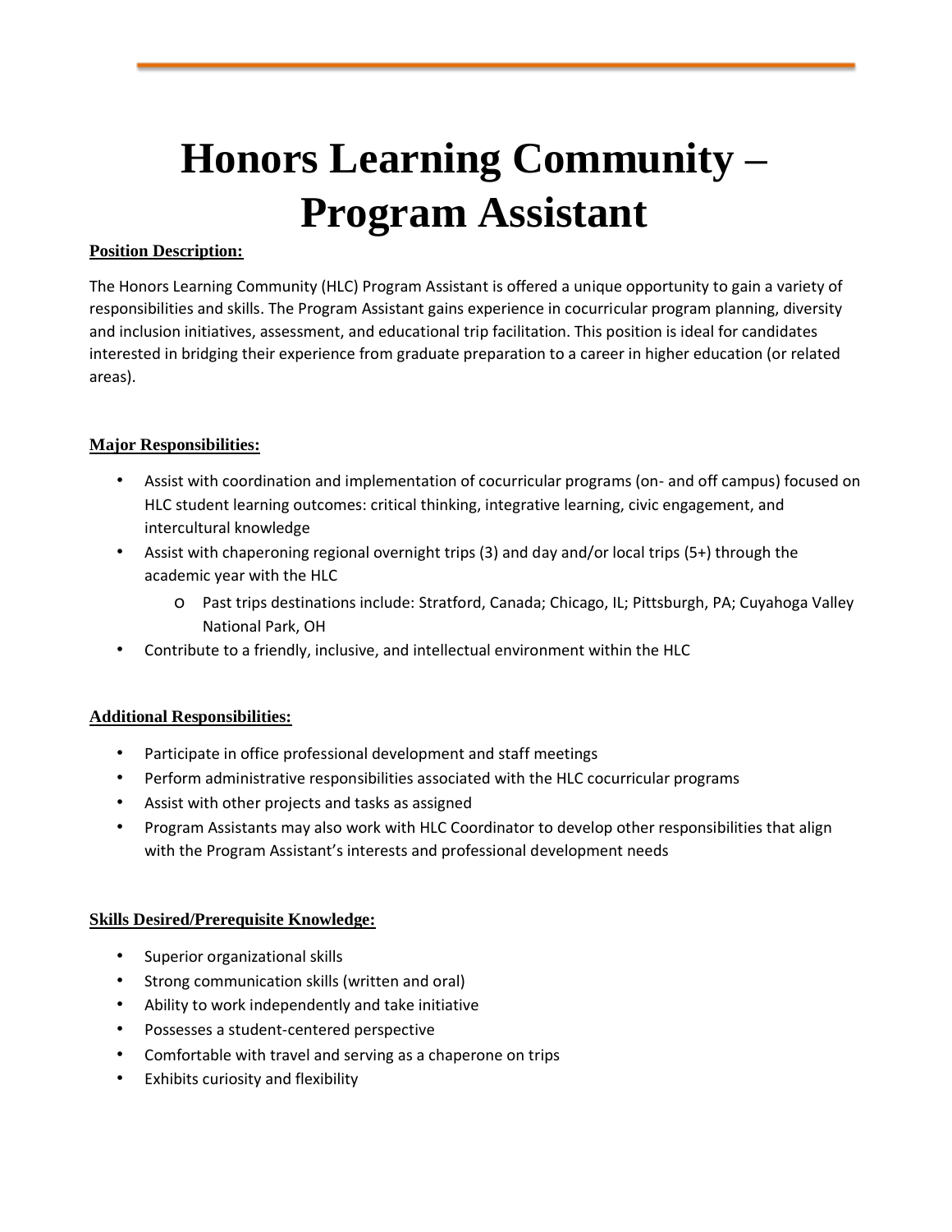# Honors Learning Community – Program Assistant

**Position Description:**

The Honors Learning Community (HLC) Program Assistant is offered a unique opportunity to gain a variety of responsibilities and skills. The Program Assistant gains experience in cocurricular program planning, diversity and inclusion initiatives, assessment, and educational trip facilitation. This position is ideal for candidates interested in bridging their experience from graduate preparation to a career in higher education (or related areas).

**Major Responsibilities:**

- Assist with coordination and implementation of cocurricular programs (on- and off campus) focused on HLC student learning outcomes: critical thinking, integrative learning, civic engagement, and intercultural knowledge
- Assist with chaperoning regional overnight trips (3) and day and/or local trips (5+) through the academic year with the HLC
  - Past trips destinations include: Stratford, Canada; Chicago, IL; Pittsburgh, PA; Cuyahoga Valley National Park, OH
- Contribute to a friendly, inclusive, and intellectual environment within the HLC

**Additional Responsibilities:**

- Participate in office professional development and staff meetings
- Perform administrative responsibilities associated with the HLC cocurricular programs
- Assist with other projects and tasks as assigned
- Program Assistants may also work with HLC Coordinator to develop other responsibilities that align with the Program Assistant's interests and professional development needs

**Skills Desired/Prerequisite Knowledge:**

- Superior organizational skills
- Strong communication skills (written and oral)
- Ability to work independently and take initiative
- Possesses a student-centered perspective
- Comfortable with travel and serving as a chaperone on trips
- Exhibits curiosity and flexibility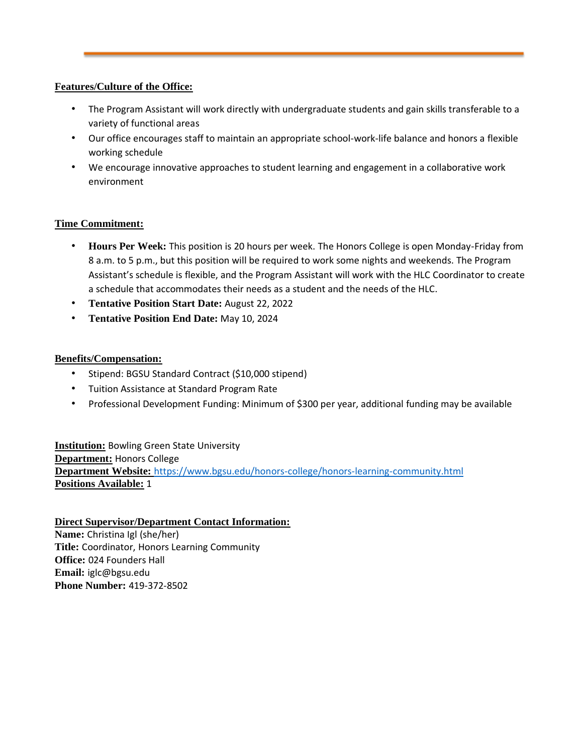**Features/Culture of the Office:**

- The Program Assistant will work directly with undergraduate students and gain skills transferable to a variety of functional areas
- Our office encourages staff to maintain an appropriate school-work-life balance and honors a flexible working schedule
- We encourage innovative approaches to student learning and engagement in a collaborative work environment

**Time Commitment:**

- **Hours Per Week:** This position is 20 hours per week. The Honors College is open Monday-Friday from 8 a.m. to 5 p.m., but this position will be required to work some nights and weekends. The Program Assistant's schedule is flexible, and the Program Assistant will work with the HLC Coordinator to create a schedule that accommodates their needs as a student and the needs of the HLC.
- **Tentative Position Start Date:** August 22, 2022
- **Tentative Position End Date:** May 10, 2024

**Benefits/Compensation:**

- Stipend: BGSU Standard Contract ($10,000 stipend)
- Tuition Assistance at Standard Program Rate
- Professional Development Funding: Minimum of $300 per year, additional funding may be available

**Institution:** Bowling Green State University
**Department:** Honors College
**Department Website:** https://www.bgsu.edu/honors-college/honors-learning-community.html
**Positions Available:** 1

**Direct Supervisor/Department Contact Information:**
**Name:** Christina Igl (she/her)
**Title:** Coordinator, Honors Learning Community
**Office:** 024 Founders Hall
**Email:** iglc@bgsu.edu
**Phone Number:** 419-372-8502